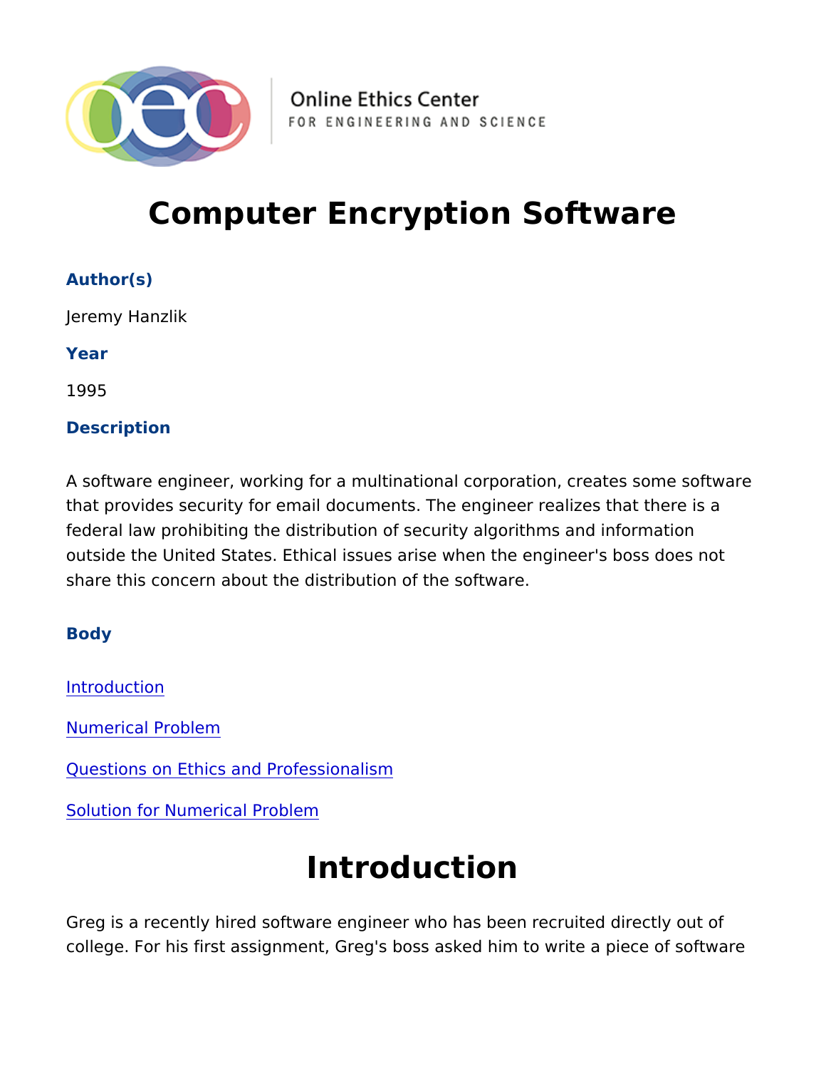Online Ethics Center FOR ENGINEERING AND SCIENCE

# Computer Encryption Software

### Author(s)

Jeremy Hanzlik

### Year

1995

### Description

A software engineer, working for a multinational corporation, creates some software that provides security for email documents. The engineer realizes that there is a federal law prohibiting the distribution of security algorithms and information outside the United States. Ethical issues arise when the engineer's boss does not share this concern about the distribution of the software.

### Body

Introduction

Numerical Problem

Questions on Ethics and Professionalism

Solution for Numerical Problem

# Introduction

Greg is a recently hired software engineer who has been recruited directly out of college. For his first assignment, Greg's boss asked him to write a piece of software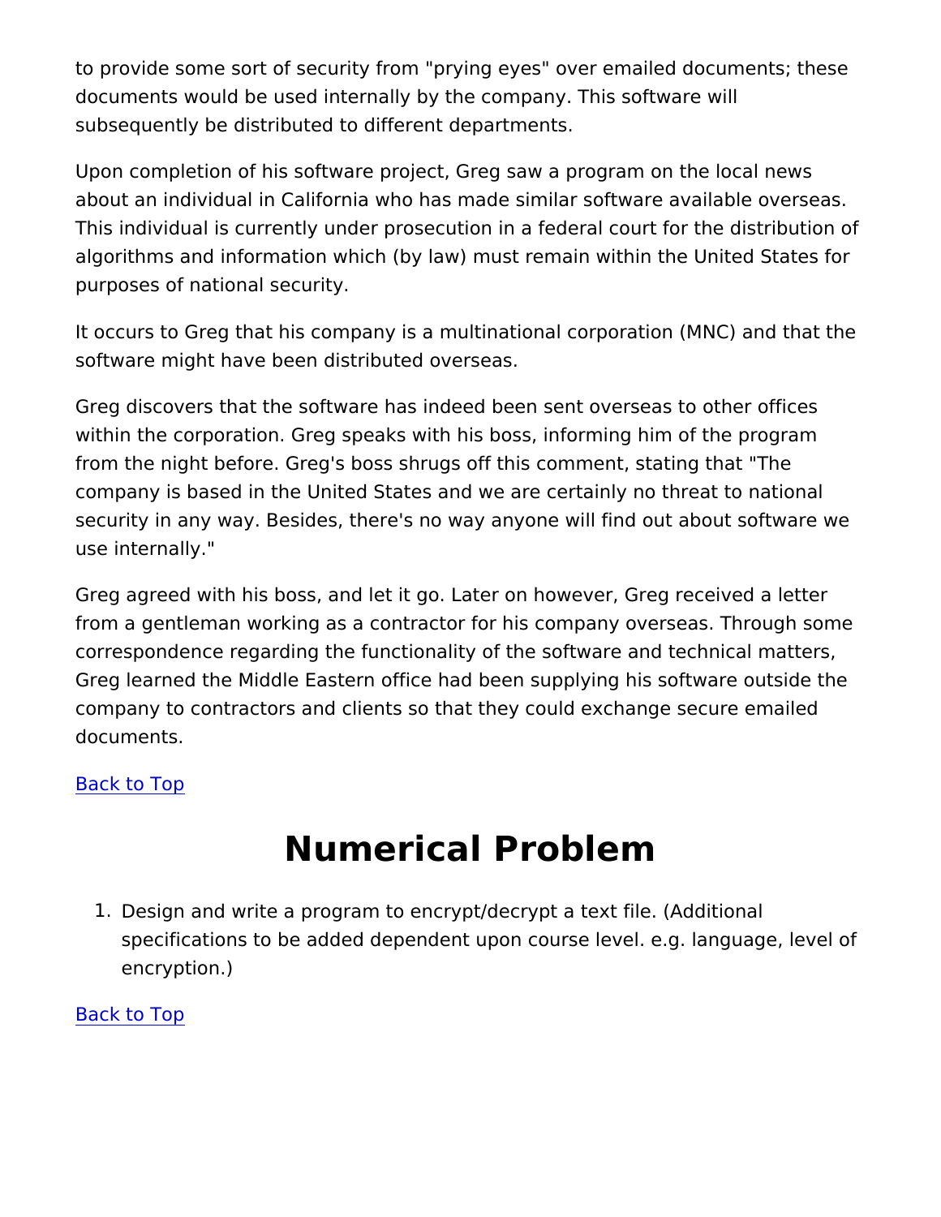to provide some sort of security from "prying eyes" over emailed documents; these documents would be used internally by the company. This software will subsequently be distributed to different departments.

Upon completion of his software project, Greg saw a program on the local news about an individual in California who has made similar software available overseas. This individual is currently under prosecution in a federal court for the distribution of algorithms and information which (by law) must remain within the United States for purposes of national security.

It occurs to Greg that his company is a multinational corporation (MNC) and that the software might have been distributed overseas.

Greg discovers that the software has indeed been sent overseas to other offices within the corporation. Greg speaks with his boss, informing him of the program from the night before. Greg's boss shrugs off this comment, stating that "The company is based in the United States and we are certainly no threat to national security in any way. Besides, there's no way anyone will find out about software we use internally."

Greg agreed with his boss, and let it go. Later on however, Greg received a letter from a gentleman working as a contractor for his company overseas. Through some correspondence regarding the functionality of the software and technical matters, Greg learned the Middle Eastern office had been supplying his software outside the company to contractors and clients so that they could exchange secure emailed documents.

Back to Top

# Numerical Problem

1. Design and write a program to encrypt/decrypt a text file. (Additional specifications to be added dependent upon course level. e.g. language, level of encryption.)

Back to Top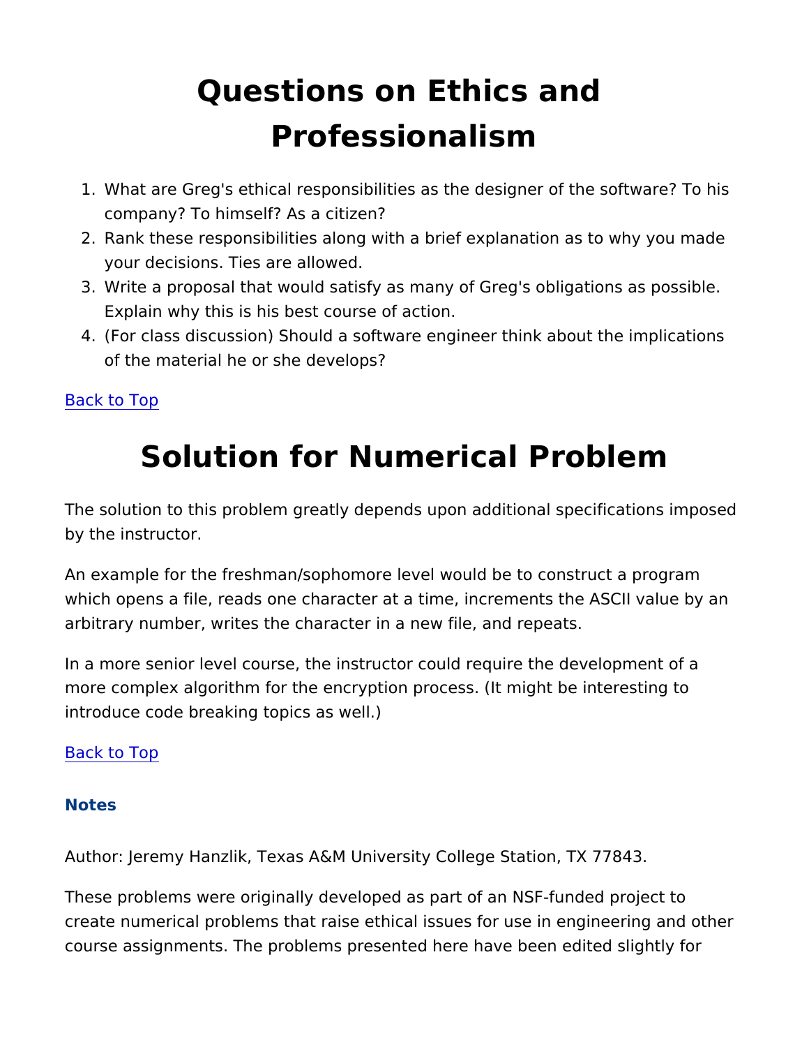# Questions on Ethics and Professionalism

1. What are Greg's ethical responsibilities as the designer of the software? To his company? To himself? As a citizen?
2. Rank these responsibilities along with a brief explanation as to why you made your decisions. Ties are allowed.
3. Write a proposal that would satisfy as many of Greg's obligations as possible. Explain why this is his best course of action.
4. (For class discussion) Should a software engineer think about the implications of the material he or she develops?

Back to Top

# Solution for Numerical Problem

The solution to this problem greatly depends upon additional specifications imposed by the instructor.

An example for the freshman/sophomore level would be to construct a program which opens a file, reads one character at a time, increments the ASCII value by an arbitrary number, writes the character in a new file, and repeats.

In a more senior level course, the instructor could require the development of a more complex algorithm for the encryption process. (It might be interesting to introduce code breaking topics as well.)

Back to Top

### Notes

Author: Jeremy Hanzlik, Texas A&M University College Station, TX 77843.

These problems were originally developed as part of an NSF-funded project to create numerical problems that raise ethical issues for use in engineering and other course assignments. The problems presented here have been edited slightly for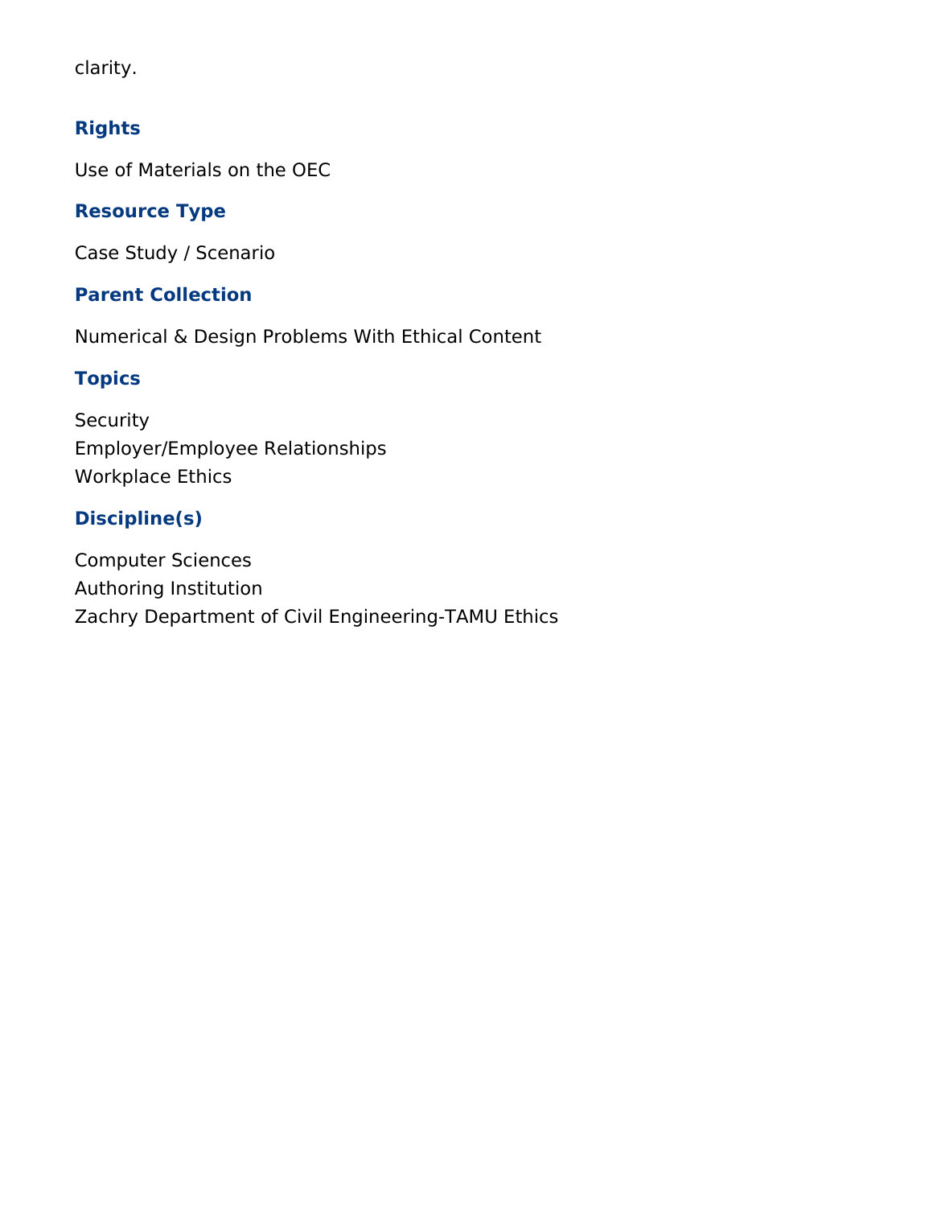clarity.

### Rights

Use of Materials on the OEC

### Resource Type

Case Study / Scenario

### Parent Collection

Numerical & Design Problems With Ethical Content

### Topics

Security
Employer/Employee Relationships
Workplace Ethics

### Discipline(s)

Computer Sciences
Authoring Institution
Zachry Department of Civil Engineering-TAMU Ethics